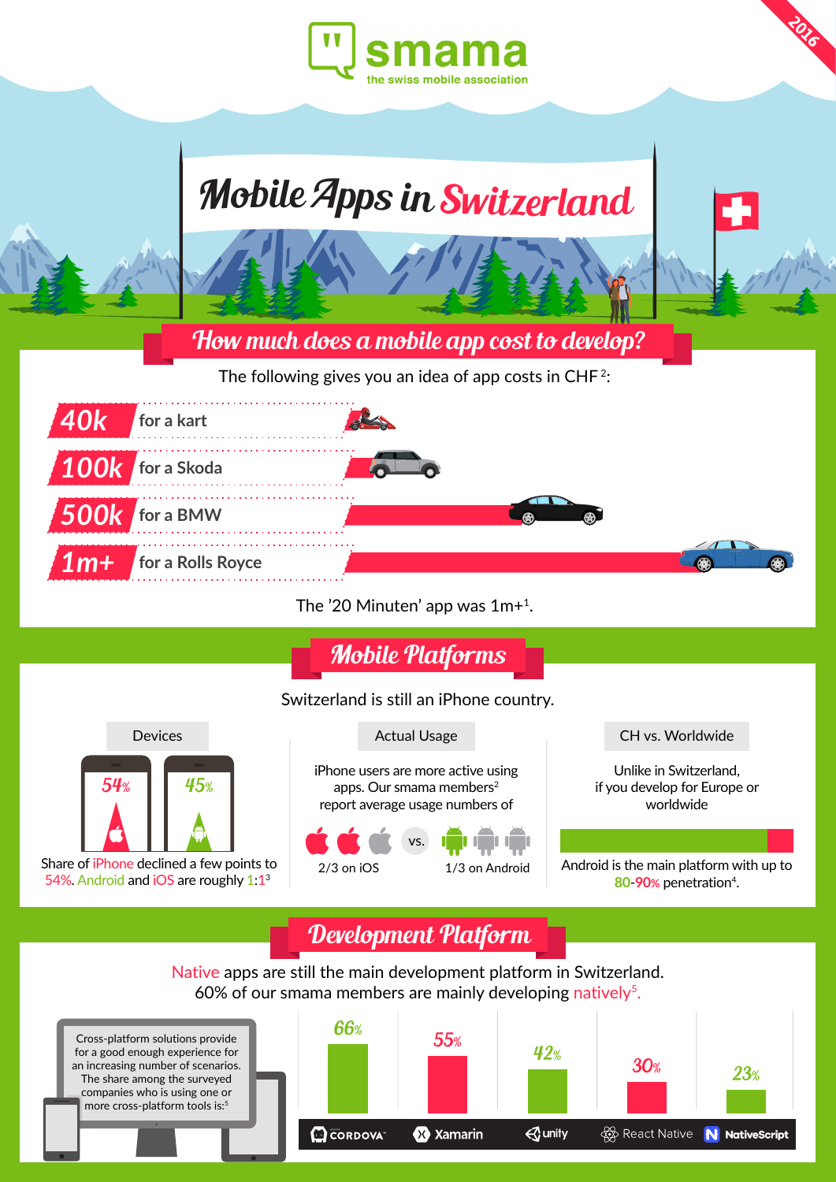smama
the swiss mobile association

2016

# Mobile Apps in Switzerland

## How much does a mobile app cost to develop?

The following gives you an idea of app costs in CHF [2]:

| Cost | |
|---|---|
| 40k | for a kart |
| 100k | for a Skoda |
| 500k | for a BMW |
| 1m+ | for a Rolls Royce |

The '20 Minuten' app was 1m+[1].

## Mobile Platforms

Switzerland is still an iPhone country.

### Devices

54% | 45%

Share of iPhone declined a few points to 54%. Android and iOS are roughly 1:1[3]

### Actual Usage

iPhone users are more active using apps. Our smama members[2] report average usage numbers of

2/3 on iOS vs. 1/3 on Android

### CH vs. Worldwide

Unlike in Switzerland, if you develop for Europe or worldwide

Android is the main platform with up to 80-90% penetration[4].

## Development Platform

Native apps are still the main development platform in Switzerland.
60% of our smama members are mainly developing natively[5].

Cross-platform solutions provide for a good enough experience for an increasing number of scenarios. The share among the surveyed companies who is using one or more cross-platform tools is:[5]

| Cordova | Xamarin | unity | React Native | NativeScript |
|---|---|---|---|---|
| 66% | 55% | 42% | 30% | 23% |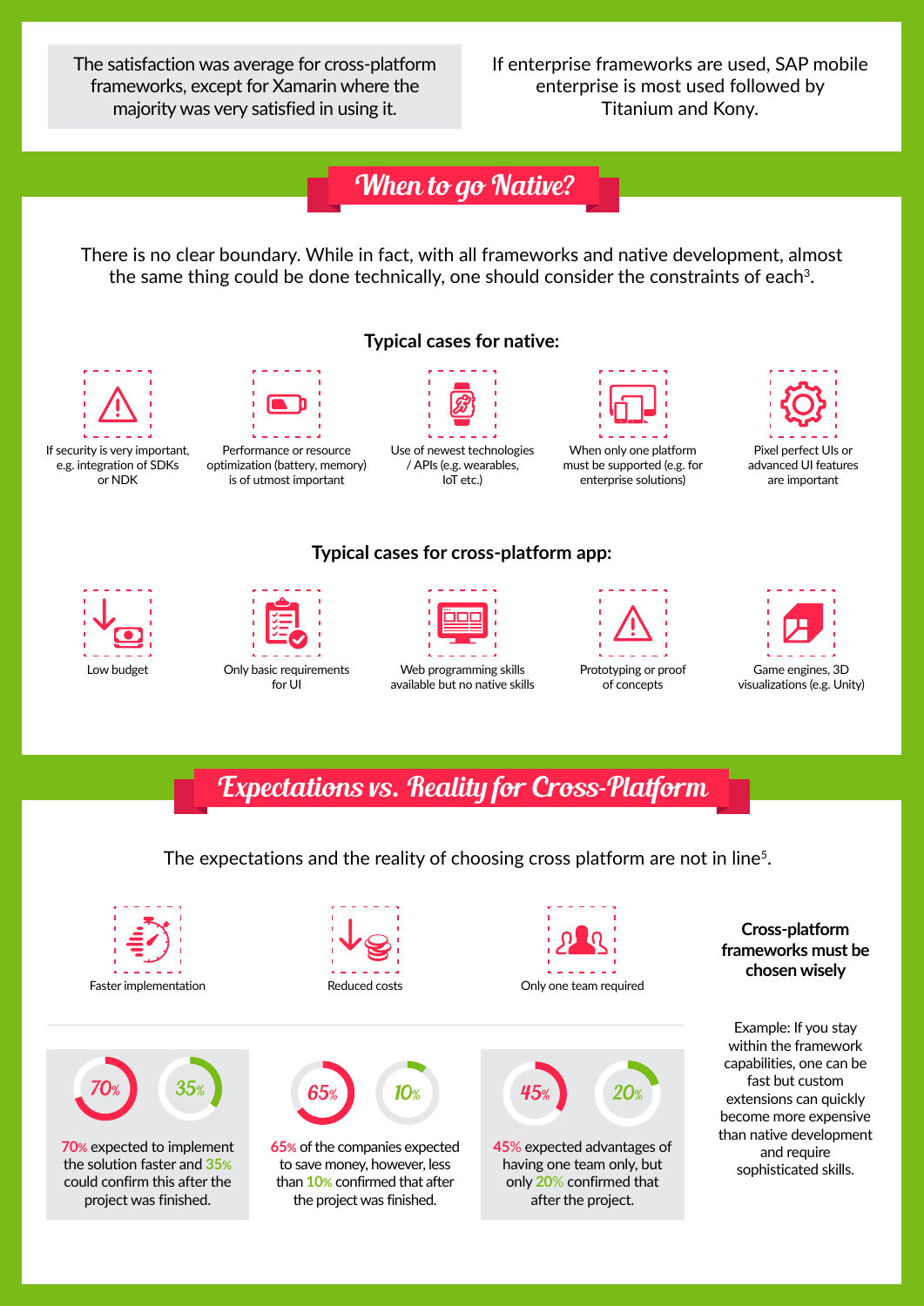The satisfaction was average for cross-platform frameworks, except for Xamarin where the majority was very satisfied in using it.

If enterprise frameworks are used, SAP mobile enterprise is most used followed by Titanium and Kony.

## When to go Native?

There is no clear boundary. While in fact, with all frameworks and native development, almost the same thing could be done technically, one should consider the constraints of each[3].

### Typical cases for native:

- If security is very important, e.g. integration of SDKs or NDK
- Performance or resource optimization (battery, memory) is of utmost important
- Use of newest technologies / APIs (e.g. wearables, IoT etc.)
- When only one platform must be supported (e.g. for enterprise solutions)
- Pixel perfect UIs or advanced UI features are important

### Typical cases for cross-platform app:

- Low budget
- Only basic requirements for UI
- Web programming skills available but no native skills
- Prototyping or proof of concepts
- Game engines, 3D visualizations (e.g. Unity)

## Expectations vs. Reality for Cross-Platform

The expectations and the reality of choosing cross platform are not in line[5].

- Faster implementation
- Reduced costs
- Only one team required

70% / 35%

70% expected to implement the solution faster and 35% could confirm this after the project was finished.

65% / 10%

65% of the companies expected to save money, however, less than 10% confirmed that after the project was finished.

45% / 20%

45% expected advantages of having one team only, but only 20% confirmed that after the project.

**Cross-platform frameworks must be chosen wisely**

Example: If you stay within the framework capabilities, one can be fast but custom extensions can quickly become more expensive than native development and require sophisticated skills.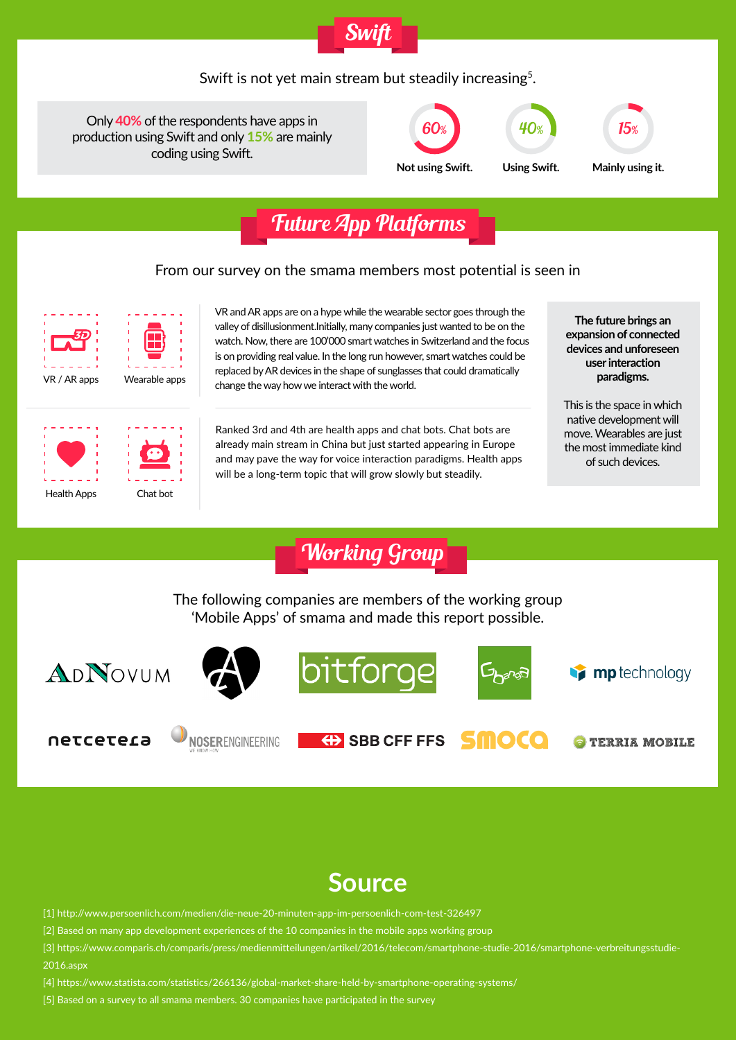## Swift

Swift is not yet main stream but steadily increasing[5].

Only 40% of the respondents have apps in production using Swift and only 15% are mainly coding using Swift.

60% Not using Swift.

40% Using Swift.

15% Mainly using it.

## Future App Platforms

From our survey on the smama members most potential is seen in

VR / AR apps

Wearable apps

VR and AR apps are on a hype while the wearable sector goes through the valley of disillusionment.Initially, many companies just wanted to be on the watch. Now, there are 100'000 smart watches in Switzerland and the focus is on providing real value. In the long run however, smart watches could be replaced by AR devices in the shape of sunglasses that could dramatically change the way how we interact with the world.

Health Apps

Chat bot

Ranked 3rd and 4th are health apps and chat bots. Chat bots are already main stream in China but just started appearing in Europe and may pave the way for voice interaction paradigms. Health apps will be a long-term topic that will grow slowly but steadily.

**The future brings an expansion of connected devices and unforeseen user interaction paradigms.**

This is the space in which native development will move. Wearables are just the most immediate kind of such devices.

## Working Group

The following companies are members of the working group 'Mobile Apps' of smama and made this report possible.

AdNovum, bitforge, Gbanga, mp technology, netcetera, NOSERENGINEERING, SBB CFF FFS, smoca, TERRIA MOBILE

## Source

[1] http://www.persoenlich.com/medien/die-neue-20-minuten-app-im-persoenlich-com-test-326497

[2] Based on many app development experiences of the 10 companies in the mobile apps working group

[3] https://www.comparis.ch/comparis/press/medienmitteilungen/artikel/2016/telecom/smartphone-studie-2016/smartphone-verbreitungsstudie-2016.aspx

[4] https://www.statista.com/statistics/266136/global-market-share-held-by-smartphone-operating-systems/

[5] Based on a survey to all smama members. 30 companies have participated in the survey